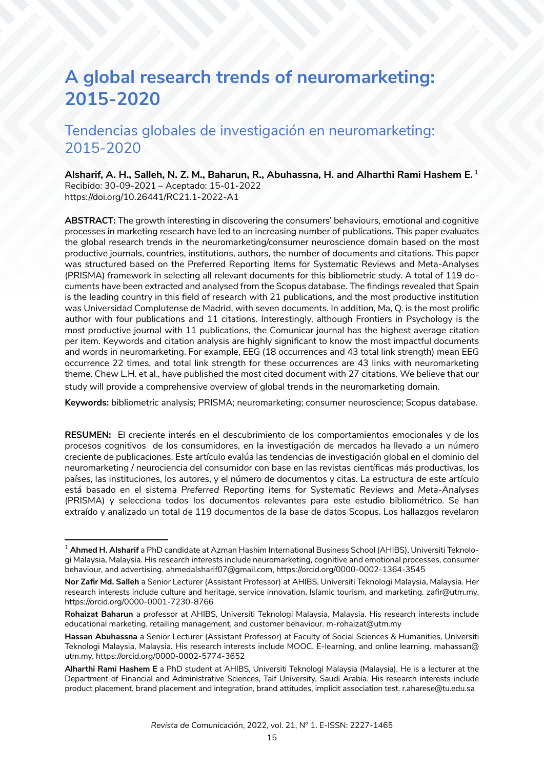# A global research trends of neuromarketing: 2015-2020

## Tendencias globales de investigación en neuromarketing: 2015-2020

**Alsharif, A. H., Salleh, N. Z. M., Baharun, R., Abuhassna, H. and Alharthi Rami Hashem E.** [1]
Recibido: 30-09-2021 – Aceptado: 15-01-2022
https://doi.org/10.26441/RC21.1-2022-A1

**ABSTRACT:** The growth interesting in discovering the consumers' behaviours, emotional and cognitive processes in marketing research have led to an increasing number of publications. This paper evaluates the global research trends in the neuromarketing/consumer neuroscience domain based on the most productive journals, countries, institutions, authors, the number of documents and citations. This paper was structured based on the Preferred Reporting Items for Systematic Reviews and Meta-Analyses (PRISMA) framework in selecting all relevant documents for this bibliometric study. A total of 119 documents have been extracted and analysed from the Scopus database. The findings revealed that Spain is the leading country in this field of research with 21 publications, and the most productive institution was Universidad Complutense de Madrid, with seven documents. In addition, Ma, Q. is the most prolific author with four publications and 11 citations. Interestingly, although Frontiers in Psychology is the most productive journal with 11 publications, the Comunicar journal has the highest average citation per item. Keywords and citation analysis are highly significant to know the most impactful documents and words in neuromarketing. For example, EEG (18 occurrences and 43 total link strength) mean EEG occurrence 22 times, and total link strength for these occurrences are 43 links with neuromarketing theme. Chew L.H. et al., have published the most cited document with 27 citations. We believe that our study will provide a comprehensive overview of global trends in the neuromarketing domain.

**Keywords:** bibliometric analysis; PRISMA; neuromarketing; consumer neuroscience; Scopus database.

**RESUMEN:** El creciente interés en el descubrimiento de los comportamientos emocionales y de los procesos cognitivos de los consumidores, en la investigación de mercados ha llevado a un número creciente de publicaciones. Este artículo evalúa las tendencias de investigación global en el dominio del neuromarketing / neurociencia del consumidor con base en las revistas científicas más productivas, los países, las instituciones, los autores, y el número de documentos y citas. La estructura de este artículo está basado en el sistema *Preferred Reporting Items for Systematic Reviews and Meta-Analyses* (PRISMA) y selecciona todos los documentos relevantes para este estudio bibliométrico. Se han extraído y analizado un total de 119 documentos de la base de datos Scopus. Los hallazgos revelaron

---

[1] **Ahmed H. Alsharif** a PhD candidate at Azman Hashim International Business School (AHIBS), Universiti Teknologi Malaysia, Malaysia. His research interests include neuromarketing, cognitive and emotional processes, consumer behaviour, and advertising. ahmedalsharif07@gmail.com, https://orcid.org/0000-0002-1364-3545

**Nor Zafir Md. Salleh** a Senior Lecturer (Assistant Professor) at AHIBS, Universiti Teknologi Malaysia, Malaysia. Her research interests include culture and heritage, service innovation, Islamic tourism, and marketing. zafir@utm.my, https://orcid.org/0000-0001-7230-8766

**Rohaizat Baharun** a professor at AHIBS, Universiti Teknologi Malaysia, Malaysia. His research interests include educational marketing, retailing management, and customer behaviour. m-rohaizat@utm.my

**Hassan Abuhassna** a Senior Lecturer (Assistant Professor) at Faculty of Social Sciences & Humanities, Universiti Teknologi Malaysia, Malaysia. His research interests include MOOC, E-learning, and online learning. mahassan@utm.my, https://orcid.org/0000-0002-5774-3652

**Alharthi Rami Hashem E** a PhD student at AHIBS, Universiti Teknologi Malaysia (Malaysia). He is a lecturer at the Department of Financial and Administrative Sciences, Taif University, Saudi Arabia. His research interests include product placement, brand placement and integration, brand attitudes, implicit association test. r.aharese@tu.edu.sa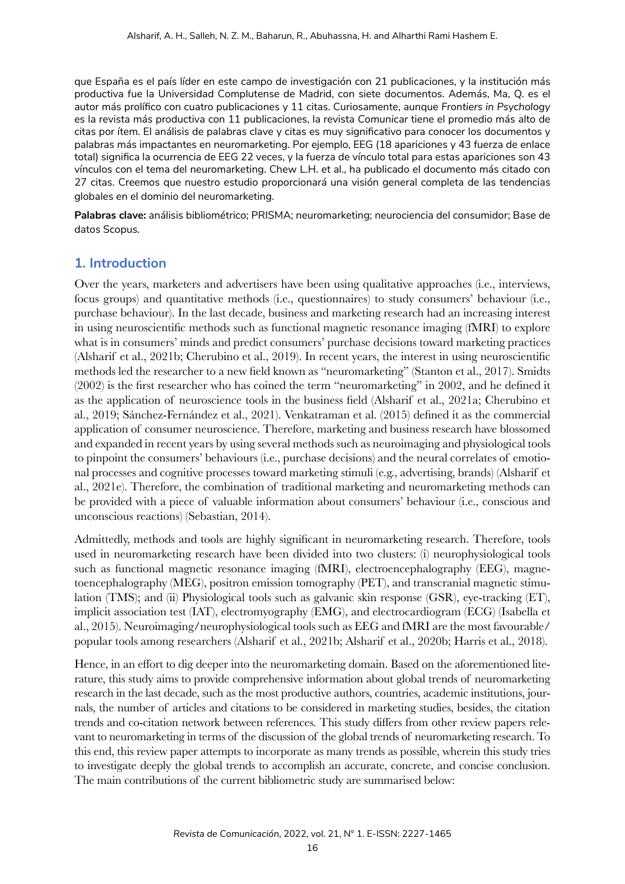que España es el país líder en este campo de investigación con 21 publicaciones, y la institución más productiva fue la Universidad Complutense de Madrid, con siete documentos. Además, Ma, Q. es el autor más prolífico con cuatro publicaciones y 11 citas. Curiosamente, aunque *Frontiers in Psychology* es la revista más productiva con 11 publicaciones, la revista *Comunicar* tiene el promedio más alto de citas por ítem. El análisis de palabras clave y citas es muy significativo para conocer los documentos y palabras más impactantes en neuromarketing. Por ejemplo, EEG (18 apariciones y 43 fuerza de enlace total) significa la ocurrencia de EEG 22 veces, y la fuerza de vínculo total para estas apariciones son 43 vínculos con el tema del neuromarketing. Chew L.H. et al., ha publicado el documento más citado con 27 citas. Creemos que nuestro estudio proporcionará una visión general completa de las tendencias globales en el dominio del neuromarketing.

**Palabras clave:** análisis bibliométrico; PRISMA; neuromarketing; neurociencia del consumidor; Base de datos Scopus.

## 1. Introduction

Over the years, marketers and advertisers have been using qualitative approaches (i.e., interviews, focus groups) and quantitative methods (i.e., questionnaires) to study consumers' behaviour (i.e., purchase behaviour). In the last decade, business and marketing research had an increasing interest in using neuroscientific methods such as functional magnetic resonance imaging (fMRI) to explore what is in consumers' minds and predict consumers' purchase decisions toward marketing practices (Alsharif et al., 2021b; Cherubino et al., 2019). In recent years, the interest in using neuroscientific methods led the researcher to a new field known as "neuromarketing" (Stanton et al., 2017). Smidts (2002) is the first researcher who has coined the term "neuromarketing" in 2002, and he defined it as the application of neuroscience tools in the business field (Alsharif et al., 2021a; Cherubino et al., 2019; Sánchez-Fernández et al., 2021). Venkatraman et al. (2015) defined it as the commercial application of consumer neuroscience. Therefore, marketing and business research have blossomed and expanded in recent years by using several methods such as neuroimaging and physiological tools to pinpoint the consumers' behaviours (i.e., purchase decisions) and the neural correlates of emotional processes and cognitive processes toward marketing stimuli (e.g., advertising, brands) (Alsharif et al., 2021e). Therefore, the combination of traditional marketing and neuromarketing methods can be provided with a piece of valuable information about consumers' behaviour (i.e., conscious and unconscious reactions) (Sebastian, 2014).

Admittedly, methods and tools are highly significant in neuromarketing research. Therefore, tools used in neuromarketing research have been divided into two clusters: (i) neurophysiological tools such as functional magnetic resonance imaging (fMRI), electroencephalography (EEG), magnetoencephalography (MEG), positron emission tomography (PET), and transcranial magnetic stimulation (TMS); and (ii) Physiological tools such as galvanic skin response (GSR), eye-tracking (ET), implicit association test (IAT), electromyography (EMG), and electrocardiogram (ECG) (Isabella et al., 2015). Neuroimaging/neurophysiological tools such as EEG and fMRI are the most favourable/popular tools among researchers (Alsharif et al., 2021b; Alsharif et al., 2020b; Harris et al., 2018).

Hence, in an effort to dig deeper into the neuromarketing domain. Based on the aforementioned literature, this study aims to provide comprehensive information about global trends of neuromarketing research in the last decade, such as the most productive authors, countries, academic institutions, journals, the number of articles and citations to be considered in marketing studies, besides, the citation trends and co-citation network between references. This study differs from other review papers relevant to neuromarketing in terms of the discussion of the global trends of neuromarketing research. To this end, this review paper attempts to incorporate as many trends as possible, wherein this study tries to investigate deeply the global trends to accomplish an accurate, concrete, and concise conclusion. The main contributions of the current bibliometric study are summarised below: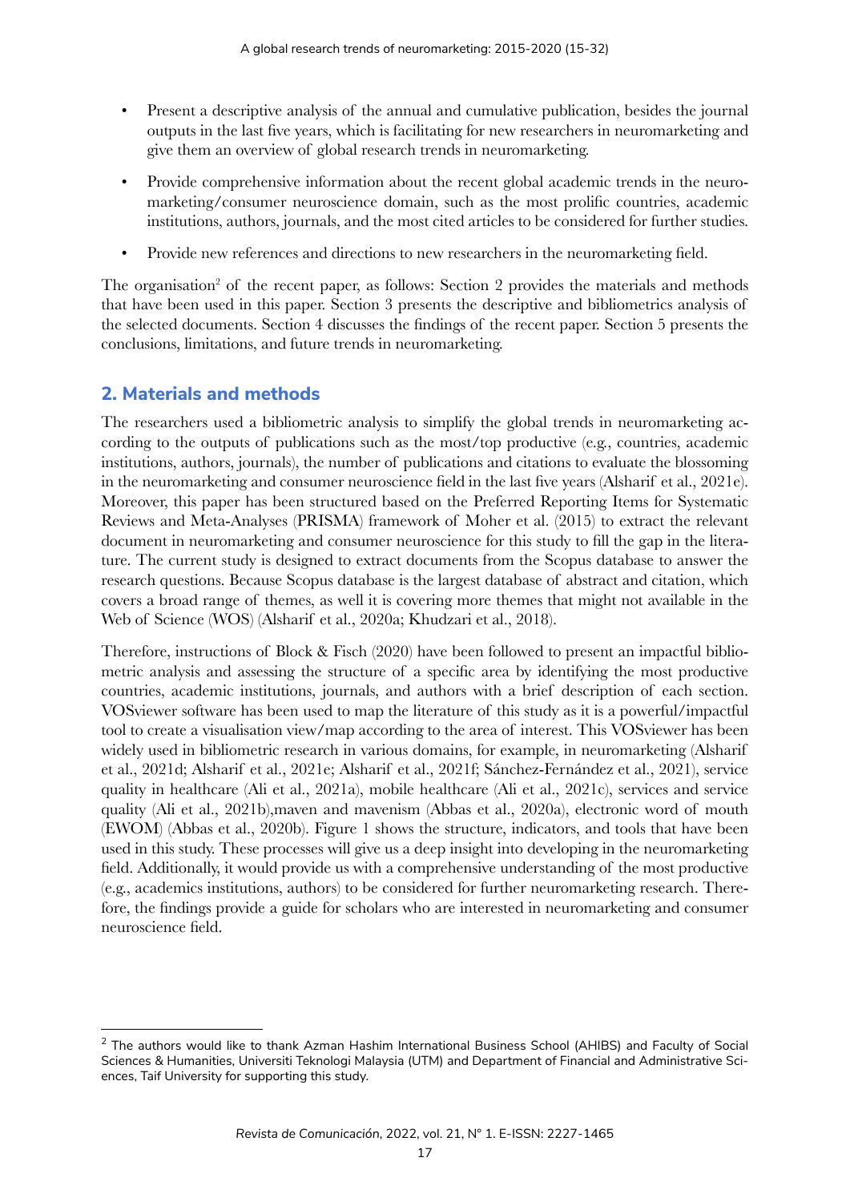- Present a descriptive analysis of the annual and cumulative publication, besides the journal outputs in the last five years, which is facilitating for new researchers in neuromarketing and give them an overview of global research trends in neuromarketing.
- Provide comprehensive information about the recent global academic trends in the neuromarketing/consumer neuroscience domain, such as the most prolific countries, academic institutions, authors, journals, and the most cited articles to be considered for further studies.
- Provide new references and directions to new researchers in the neuromarketing field.

The organisation[2] of the recent paper, as follows: Section 2 provides the materials and methods that have been used in this paper. Section 3 presents the descriptive and bibliometrics analysis of the selected documents. Section 4 discusses the findings of the recent paper. Section 5 presents the conclusions, limitations, and future trends in neuromarketing.

## 2. Materials and methods

The researchers used a bibliometric analysis to simplify the global trends in neuromarketing according to the outputs of publications such as the most/top productive (e.g., countries, academic institutions, authors, journals), the number of publications and citations to evaluate the blossoming in the neuromarketing and consumer neuroscience field in the last five years (Alsharif et al., 2021e). Moreover, this paper has been structured based on the Preferred Reporting Items for Systematic Reviews and Meta-Analyses (PRISMA) framework of Moher et al. (2015) to extract the relevant document in neuromarketing and consumer neuroscience for this study to fill the gap in the literature. The current study is designed to extract documents from the Scopus database to answer the research questions. Because Scopus database is the largest database of abstract and citation, which covers a broad range of themes, as well it is covering more themes that might not available in the Web of Science (WOS) (Alsharif et al., 2020a; Khudzari et al., 2018).

Therefore, instructions of Block & Fisch (2020) have been followed to present an impactful bibliometric analysis and assessing the structure of a specific area by identifying the most productive countries, academic institutions, journals, and authors with a brief description of each section. VOSviewer software has been used to map the literature of this study as it is a powerful/impactful tool to create a visualisation view/map according to the area of interest. This VOSviewer has been widely used in bibliometric research in various domains, for example, in neuromarketing (Alsharif et al., 2021d; Alsharif et al., 2021e; Alsharif et al., 2021f; Sánchez-Fernández et al., 2021), service quality in healthcare (Ali et al., 2021a), mobile healthcare (Ali et al., 2021c), services and service quality (Ali et al., 2021b),maven and mavenism (Abbas et al., 2020a), electronic word of mouth (EWOM) (Abbas et al., 2020b). Figure 1 shows the structure, indicators, and tools that have been used in this study. These processes will give us a deep insight into developing in the neuromarketing field. Additionally, it would provide us with a comprehensive understanding of the most productive (e.g., academics institutions, authors) to be considered for further neuromarketing research. Therefore, the findings provide a guide for scholars who are interested in neuromarketing and consumer neuroscience field.

[2] The authors would like to thank Azman Hashim International Business School (AHIBS) and Faculty of Social Sciences & Humanities, Universiti Teknologi Malaysia (UTM) and Department of Financial and Administrative Sciences, Taif University for supporting this study.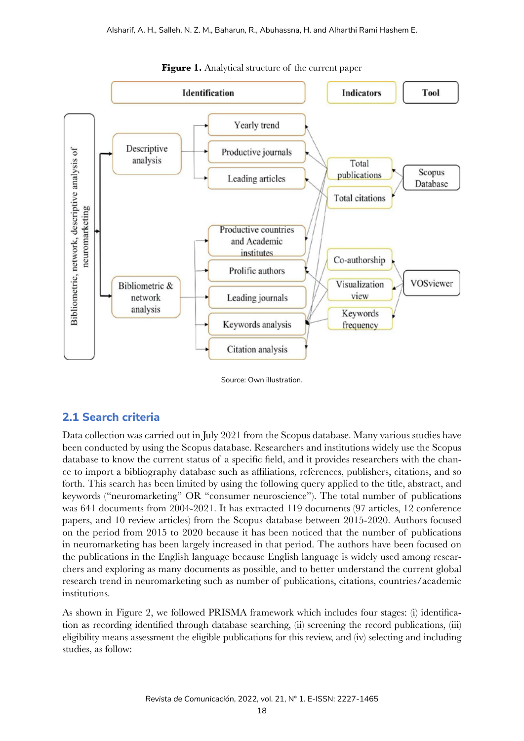**Figure 1.** Analytical structure of the current paper

Source: Own illustration.

## 2.1 Search criteria

Data collection was carried out in July 2021 from the Scopus database. Many various studies have been conducted by using the Scopus database. Researchers and institutions widely use the Scopus database to know the current status of a specific field, and it provides researchers with the chance to import a bibliography database such as affiliations, references, publishers, citations, and so forth. This search has been limited by using the following query applied to the title, abstract, and keywords ("neuromarketing" OR "consumer neuroscience"). The total number of publications was 641 documents from 2004-2021. It has extracted 119 documents (97 articles, 12 conference papers, and 10 review articles) from the Scopus database between 2015-2020. Authors focused on the period from 2015 to 2020 because it has been noticed that the number of publications in neuromarketing has been largely increased in that period. The authors have been focused on the publications in the English language because English language is widely used among researchers and exploring as many documents as possible, and to better understand the current global research trend in neuromarketing such as number of publications, citations, countries/academic institutions.

As shown in Figure 2, we followed PRISMA framework which includes four stages: (i) identification as recording identified through database searching, (ii) screening the record publications, (iii) eligibility means assessment the eligible publications for this review, and (iv) selecting and including studies, as follow: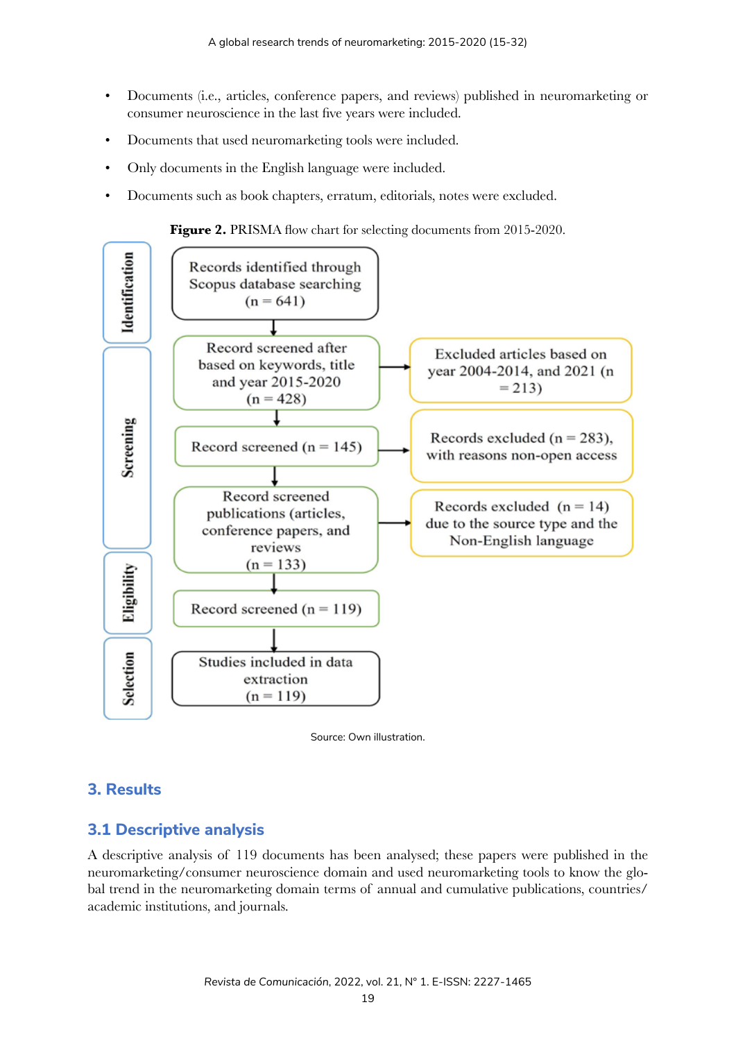- Documents (i.e., articles, conference papers, and reviews) published in neuromarketing or consumer neuroscience in the last five years were included.
- Documents that used neuromarketing tools were included.
- Only documents in the English language were included.
- Documents such as book chapters, erratum, editorials, notes were excluded.

**Figure 2.** PRISMA flow chart for selecting documents from 2015-2020.

**Identification**
- Records identified through Scopus database searching (n = 641)

**Screening**
- Record screened after based on keywords, title and year 2015-2020 (n = 428) → Excluded articles based on year 2004-2014, and 2021 (n = 213)
- Record screened (n = 145) → Records excluded (n = 283), with reasons non-open access
- Record screened publications (articles, conference papers, and reviews) (n = 133) → Records excluded (n = 14) due to the source type and the Non-English language

**Eligibility**
- Record screened (n = 119)

**Selection**
- Studies included in data extraction (n = 119)

Source: Own illustration.

## 3. Results

### 3.1 Descriptive analysis

A descriptive analysis of 119 documents has been analysed; these papers were published in the neuromarketing/consumer neuroscience domain and used neuromarketing tools to know the global trend in the neuromarketing domain terms of annual and cumulative publications, countries/academic institutions, and journals.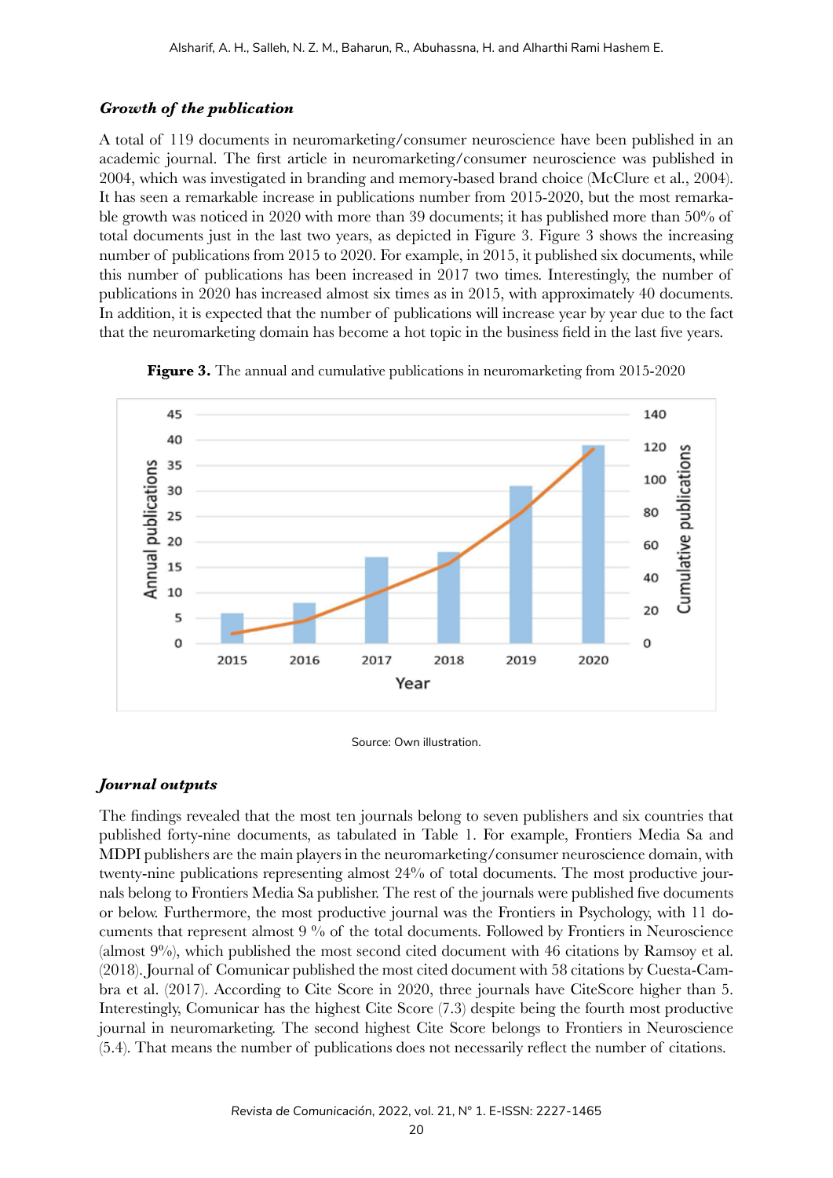### *Growth of the publication*

A total of 119 documents in neuromarketing/consumer neuroscience have been published in an academic journal. The first article in neuromarketing/consumer neuroscience was published in 2004, which was investigated in branding and memory-based brand choice (McClure et al., 2004). It has seen a remarkable increase in publications number from 2015-2020, but the most remarkable growth was noticed in 2020 with more than 39 documents; it has published more than 50% of total documents just in the last two years, as depicted in Figure 3. Figure 3 shows the increasing number of publications from 2015 to 2020. For example, in 2015, it published six documents, while this number of publications has been increased in 2017 two times. Interestingly, the number of publications in 2020 has increased almost six times as in 2015, with approximately 40 documents. In addition, it is expected that the number of publications will increase year by year due to the fact that the neuromarketing domain has become a hot topic in the business field in the last five years.

**Figure 3.** The annual and cumulative publications in neuromarketing from 2015-2020

Source: Own illustration.

### *Journal outputs*

The findings revealed that the most ten journals belong to seven publishers and six countries that published forty-nine documents, as tabulated in Table 1. For example, Frontiers Media Sa and MDPI publishers are the main players in the neuromarketing/consumer neuroscience domain, with twenty-nine publications representing almost 24% of total documents. The most productive journals belong to Frontiers Media Sa publisher. The rest of the journals were published five documents or below. Furthermore, the most productive journal was the Frontiers in Psychology, with 11 documents that represent almost 9 % of the total documents. Followed by Frontiers in Neuroscience (almost 9%), which published the most second cited document with 46 citations by Ramsoy et al. (2018). Journal of Comunicar published the most cited document with 58 citations by Cuesta-Cambra et al. (2017). According to Cite Score in 2020, three journals have CiteScore higher than 5. Interestingly, Comunicar has the highest Cite Score (7.3) despite being the fourth most productive journal in neuromarketing. The second highest Cite Score belongs to Frontiers in Neuroscience (5.4). That means the number of publications does not necessarily reflect the number of citations.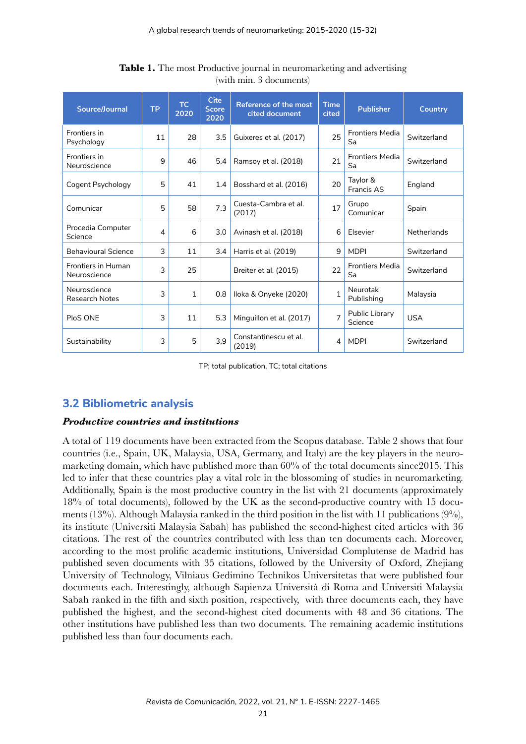**Table 1.** The most Productive journal in neuromarketing and advertising (with min. 3 documents)

| Source/Journal | TP | TC 2020 | Cite Score 2020 | Reference of the most cited document | Time cited | Publisher | Country |
|---|---|---|---|---|---|---|---|
| Frontiers in Psychology | 11 | 28 | 3.5 | Guixeres et al. (2017) | 25 | Frontiers Media Sa | Switzerland |
| Frontiers in Neuroscience | 9 | 46 | 5.4 | Ramsoy et al. (2018) | 21 | Frontiers Media Sa | Switzerland |
| Cogent Psychology | 5 | 41 | 1.4 | Bosshard et al. (2016) | 20 | Taylor & Francis AS | England |
| Comunicar | 5 | 58 | 7.3 | Cuesta-Cambra et al. (2017) | 17 | Grupo Comunicar | Spain |
| Procedia Computer Science | 4 | 6 | 3.0 | Avinash et al. (2018) | 6 | Elsevier | Netherlands |
| Behavioural Science | 3 | 11 | 3.4 | Harris et al. (2019) | 9 | MDPI | Switzerland |
| Frontiers in Human Neuroscience | 3 | 25 | | Breiter et al. (2015) | 22 | Frontiers Media Sa | Switzerland |
| Neuroscience Research Notes | 3 | 1 | 0.8 | Iloka & Onyeke (2020) | 1 | Neurotak Publishing | Malaysia |
| PloS ONE | 3 | 11 | 5.3 | Minguillon et al. (2017) | 7 | Public Library Science | USA |
| Sustainability | 3 | 5 | 3.9 | Constantinescu et al. (2019) | 4 | MDPI | Switzerland |

TP; total publication, TC; total citations

## 3.2 Bibliometric analysis

### *Productive countries and institutions*

A total of 119 documents have been extracted from the Scopus database. Table 2 shows that four countries (i.e., Spain, UK, Malaysia, USA, Germany, and Italy) are the key players in the neuromarketing domain, which have published more than 60% of the total documents since2015. This led to infer that these countries play a vital role in the blossoming of studies in neuromarketing. Additionally, Spain is the most productive country in the list with 21 documents (approximately 18% of total documents), followed by the UK as the second-productive country with 15 documents (13%). Although Malaysia ranked in the third position in the list with 11 publications (9%), its institute (Universiti Malaysia Sabah) has published the second-highest cited articles with 36 citations. The rest of the countries contributed with less than ten documents each. Moreover, according to the most prolific academic institutions, Universidad Complutense de Madrid has published seven documents with 35 citations, followed by the University of Oxford, Zhejiang University of Technology, Vilniaus Gedimino Technikos Universitetas that were published four documents each. Interestingly, although Sapienza Università di Roma and Universiti Malaysia Sabah ranked in the fifth and sixth position, respectively, with three documents each, they have published the highest, and the second-highest cited documents with 48 and 36 citations. The other institutions have published less than two documents. The remaining academic institutions published less than four documents each.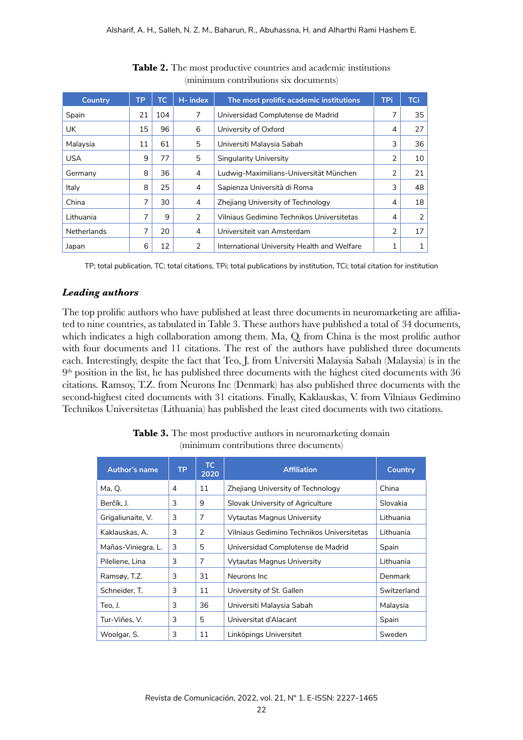**Table 2.** The most productive countries and academic institutions (minimum contributions six documents)

| Country | TP | TC | H- index | The most prolific academic institutions | TPi | TCi |
|---|---|---|---|---|---|---|
| Spain | 21 | 104 | 7 | Universidad Complutense de Madrid | 7 | 35 |
| UK | 15 | 96 | 6 | University of Oxford | 4 | 27 |
| Malaysia | 11 | 61 | 5 | Universiti Malaysia Sabah | 3 | 36 |
| USA | 9 | 77 | 5 | Singularity University | 2 | 10 |
| Germany | 8 | 36 | 4 | Ludwig-Maximilians-Universität München | 2 | 21 |
| Italy | 8 | 25 | 4 | Sapienza Università di Roma | 3 | 48 |
| China | 7 | 30 | 4 | Zhejiang University of Technology | 4 | 18 |
| Lithuania | 7 | 9 | 2 | Vilniaus Gedimino Technikos Universitetas | 4 | 2 |
| Netherlands | 7 | 20 | 4 | Universiteit van Amsterdam | 2 | 17 |
| Japan | 6 | 12 | 2 | International University Health and Welfare | 1 | 1 |

TP; total publication, TC; total citations, TPi; total publications by institution, TCi; total citation for institution

### *Leading authors*

The top prolific authors who have published at least three documents in neuromarketing are affiliated to nine countries, as tabulated in Table 3. These authors have published a total of 34 documents, which indicates a high collaboration among them. Ma, Q. from China is the most prolific author with four documents and 11 citations. The rest of the authors have published three documents each. Interestingly, despite the fact that Teo, J. from Universiti Malaysia Sabah (Malaysia) is in the 9th position in the list, he has published three documents with the highest cited documents with 36 citations. Ramsoy, T.Z. from Neurons Inc (Denmark) has also published three documents with the second-highest cited documents with 31 citations. Finally, Kaklauskas, V. from Vilniaus Gedimino Technikos Universitetas (Lithuania) has published the least cited documents with two citations.

**Table 3.** The most productive authors in neuromarketing domain (minimum contributions three documents)

| Author's name | TP | TC 2020 | Affiliation | Country |
|---|---|---|---|---|
| Ma, Q. | 4 | 11 | Zhejiang University of Technology | China |
| Berčík, J. | 3 | 9 | Slovak University of Agriculture | Slovakia |
| Grigaliunaite, V. | 3 | 7 | Vytautas Magnus University | Lithuania |
| Kaklauskas, A. | 3 | 2 | Vilniaus Gedimino Technikos Universitetas | Lithuania |
| Mañas-Viniegra, L. | 3 | 5 | Universidad Complutense de Madrid | Spain |
| Pileliene, Lina | 3 | 7 | Vytautas Magnus University | Lithuania |
| Ramsøy, T.Z. | 3 | 31 | Neurons Inc | Denmark |
| Schneider, T. | 3 | 11 | University of St. Gallen | Switzerland |
| Teo, J. | 3 | 36 | Universiti Malaysia Sabah | Malaysia |
| Tur-Viñes, V. | 3 | 5 | Universitat d'Alacant | Spain |
| Woolgar, S. | 3 | 11 | Linköpings Universitet | Sweden |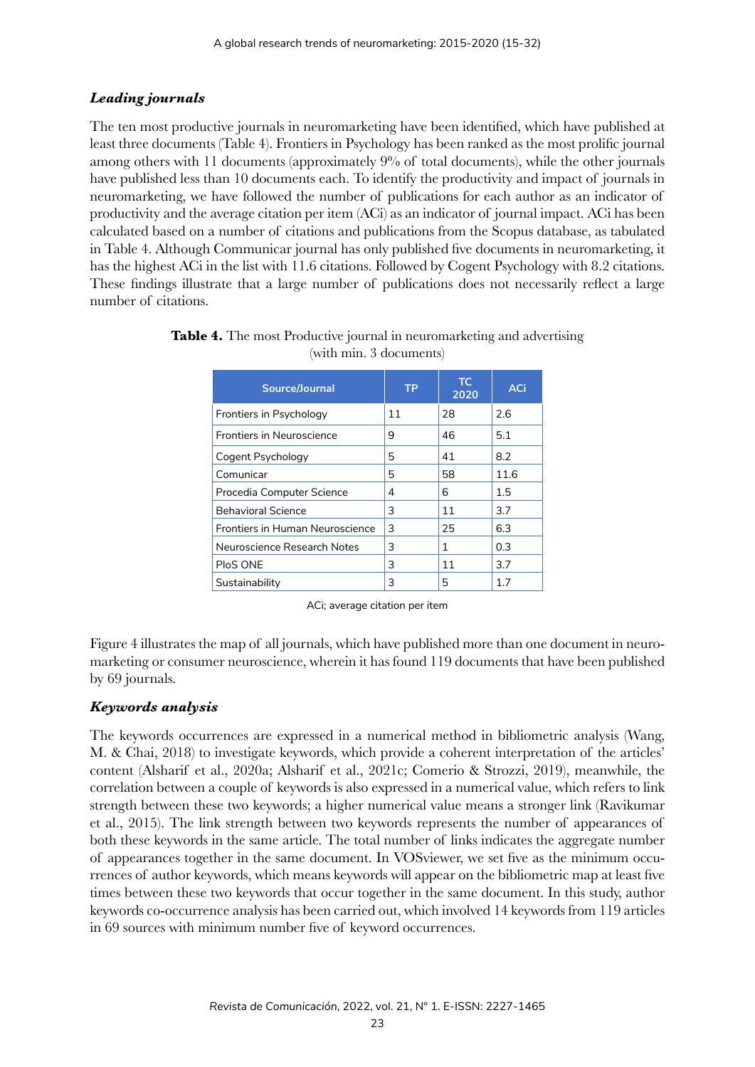### *Leading journals*

The ten most productive journals in neuromarketing have been identified, which have published at least three documents (Table 4). Frontiers in Psychology has been ranked as the most prolific journal among others with 11 documents (approximately 9% of total documents), while the other journals have published less than 10 documents each. To identify the productivity and impact of journals in neuromarketing, we have followed the number of publications for each author as an indicator of productivity and the average citation per item (ACi) as an indicator of journal impact. ACi has been calculated based on a number of citations and publications from the Scopus database, as tabulated in Table 4. Although Communicar journal has only published five documents in neuromarketing, it has the highest ACi in the list with 11.6 citations. Followed by Cogent Psychology with 8.2 citations. These findings illustrate that a large number of publications does not necessarily reflect a large number of citations.

**Table 4.** The most Productive journal in neuromarketing and advertising (with min. 3 documents)

| Source/Journal | TP | TC 2020 | ACi |
|---|---|---|---|
| Frontiers in Psychology | 11 | 28 | 2.6 |
| Frontiers in Neuroscience | 9 | 46 | 5.1 |
| Cogent Psychology | 5 | 41 | 8.2 |
| Comunicar | 5 | 58 | 11.6 |
| Procedia Computer Science | 4 | 6 | 1.5 |
| Behavioral Science | 3 | 11 | 3.7 |
| Frontiers in Human Neuroscience | 3 | 25 | 6.3 |
| Neuroscience Research Notes | 3 | 1 | 0.3 |
| PloS ONE | 3 | 11 | 3.7 |
| Sustainability | 3 | 5 | 1.7 |

ACi; average citation per item

Figure 4 illustrates the map of all journals, which have published more than one document in neuromarketing or consumer neuroscience, wherein it has found 119 documents that have been published by 69 journals.

### *Keywords analysis*

The keywords occurrences are expressed in a numerical method in bibliometric analysis (Wang, M. & Chai, 2018) to investigate keywords, which provide a coherent interpretation of the articles' content (Alsharif et al., 2020a; Alsharif et al., 2021c; Comerio & Strozzi, 2019), meanwhile, the correlation between a couple of keywords is also expressed in a numerical value, which refers to link strength between these two keywords; a higher numerical value means a stronger link (Ravikumar et al., 2015). The link strength between two keywords represents the number of appearances of both these keywords in the same article. The total number of links indicates the aggregate number of appearances together in the same document. In VOSviewer, we set five as the minimum occurrences of author keywords, which means keywords will appear on the bibliometric map at least five times between these two keywords that occur together in the same document. In this study, author keywords co-occurrence analysis has been carried out, which involved 14 keywords from 119 articles in 69 sources with minimum number five of keyword occurrences.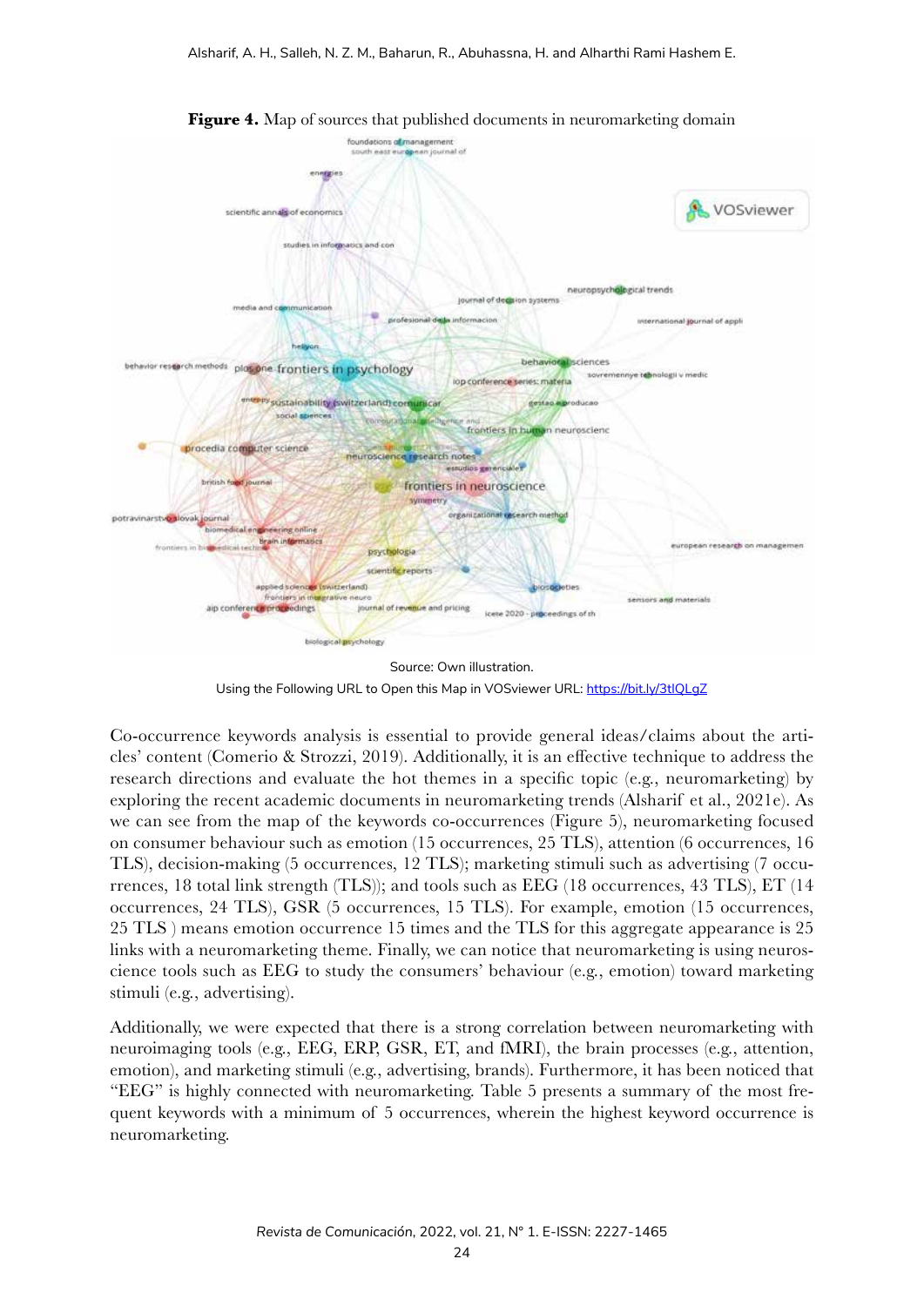**Figure 4.** Map of sources that published documents in neuromarketing domain

Source: Own illustration.

Using the Following URL to Open this Map in VOSviewer URL: https://bit.ly/3tlQLgZ

Co-occurrence keywords analysis is essential to provide general ideas/claims about the articles' content (Comerio & Strozzi, 2019). Additionally, it is an effective technique to address the research directions and evaluate the hot themes in a specific topic (e.g., neuromarketing) by exploring the recent academic documents in neuromarketing trends (Alsharif et al., 2021e). As we can see from the map of the keywords co-occurrences (Figure 5), neuromarketing focused on consumer behaviour such as emotion (15 occurrences, 25 TLS), attention (6 occurrences, 16 TLS), decision-making (5 occurrences, 12 TLS); marketing stimuli such as advertising (7 occurrences, 18 total link strength (TLS)); and tools such as EEG (18 occurrences, 43 TLS), ET (14 occurrences, 24 TLS), GSR (5 occurrences, 15 TLS). For example, emotion (15 occurrences, 25 TLS ) means emotion occurrence 15 times and the TLS for this aggregate appearance is 25 links with a neuromarketing theme. Finally, we can notice that neuromarketing is using neuroscience tools such as EEG to study the consumers' behaviour (e.g., emotion) toward marketing stimuli (e.g., advertising).

Additionally, we were expected that there is a strong correlation between neuromarketing with neuroimaging tools (e.g., EEG, ERP, GSR, ET, and fMRI), the brain processes (e.g., attention, emotion), and marketing stimuli (e.g., advertising, brands). Furthermore, it has been noticed that "EEG" is highly connected with neuromarketing. Table 5 presents a summary of the most frequent keywords with a minimum of 5 occurrences, wherein the highest keyword occurrence is neuromarketing.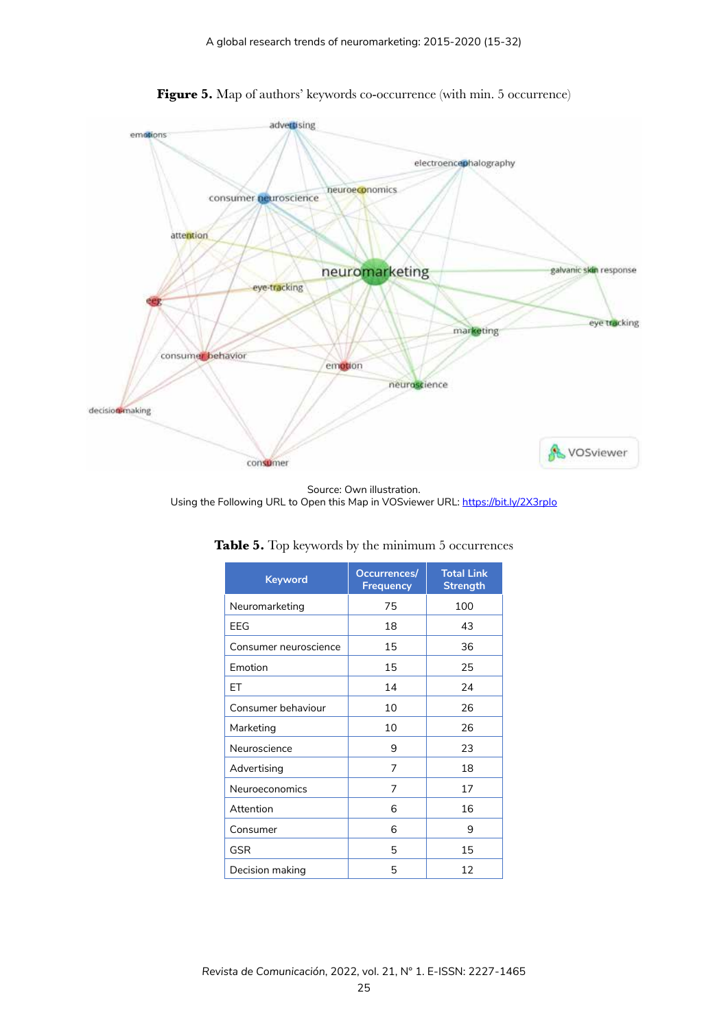**Figure 5.** Map of authors' keywords co-occurrence (with min. 5 occurrence)

Source: Own illustration.
Using the Following URL to Open this Map in VOSviewer URL: https://bit.ly/2X3rplo

**Table 5.** Top keywords by the minimum 5 occurrences

| Keyword | Occurrences/ Frequency | Total Link Strength |
|---|---|---|
| Neuromarketing | 75 | 100 |
| EEG | 18 | 43 |
| Consumer neuroscience | 15 | 36 |
| Emotion | 15 | 25 |
| ET | 14 | 24 |
| Consumer behaviour | 10 | 26 |
| Marketing | 10 | 26 |
| Neuroscience | 9 | 23 |
| Advertising | 7 | 18 |
| Neuroeconomics | 7 | 17 |
| Attention | 6 | 16 |
| Consumer | 6 | 9 |
| GSR | 5 | 15 |
| Decision making | 5 | 12 |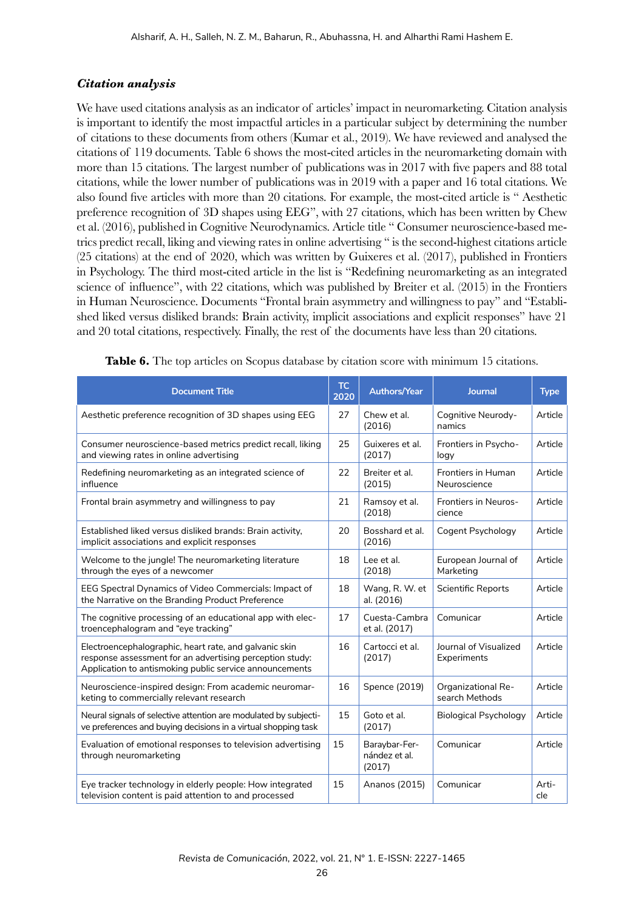### *Citation analysis*

We have used citations analysis as an indicator of articles' impact in neuromarketing. Citation analysis is important to identify the most impactful articles in a particular subject by determining the number of citations to these documents from others (Kumar et al., 2019). We have reviewed and analysed the citations of 119 documents. Table 6 shows the most-cited articles in the neuromarketing domain with more than 15 citations. The largest number of publications was in 2017 with five papers and 88 total citations, while the lower number of publications was in 2019 with a paper and 16 total citations. We also found five articles with more than 20 citations. For example, the most-cited article is " Aesthetic preference recognition of 3D shapes using EEG", with 27 citations, which has been written by Chew et al. (2016), published in Cognitive Neurodynamics. Article title " Consumer neuroscience-based metrics predict recall, liking and viewing rates in online advertising " is the second-highest citations article (25 citations) at the end of 2020, which was written by Guixeres et al. (2017), published in Frontiers in Psychology. The third most-cited article in the list is "Redefining neuromarketing as an integrated science of influence", with 22 citations, which was published by Breiter et al. (2015) in the Frontiers in Human Neuroscience. Documents "Frontal brain asymmetry and willingness to pay" and "Established liked versus disliked brands: Brain activity, implicit associations and explicit responses" have 21 and 20 total citations, respectively. Finally, the rest of the documents have less than 20 citations.

**Table 6.** The top articles on Scopus database by citation score with minimum 15 citations.

| Document Title | TC 2020 | Authors/Year | Journal | Type |
|---|---|---|---|---|
| Aesthetic preference recognition of 3D shapes using EEG | 27 | Chew et al. (2016) | Cognitive Neurodynamics | Article |
| Consumer neuroscience-based metrics predict recall, liking and viewing rates in online advertising | 25 | Guixeres et al. (2017) | Frontiers in Psychology | Article |
| Redefining neuromarketing as an integrated science of influence | 22 | Breiter et al. (2015) | Frontiers in Human Neuroscience | Article |
| Frontal brain asymmetry and willingness to pay | 21 | Ramsoy et al. (2018) | Frontiers in Neuroscience | Article |
| Established liked versus disliked brands: Brain activity, implicit associations and explicit responses | 20 | Bosshard et al. (2016) | Cogent Psychology | Article |
| Welcome to the jungle! The neuromarketing literature through the eyes of a newcomer | 18 | Lee et al. (2018) | European Journal of Marketing | Article |
| EEG Spectral Dynamics of Video Commercials: Impact of the Narrative on the Branding Product Preference | 18 | Wang, R. W. et al. (2016) | Scientific Reports | Article |
| The cognitive processing of an educational app with electroencephalogram and "eye tracking" | 17 | Cuesta-Cambra et al. (2017) | Comunicar | Article |
| Electroencephalographic, heart rate, and galvanic skin response assessment for an advertising perception study: Application to antismoking public service announcements | 16 | Cartocci et al. (2017) | Journal of Visualized Experiments | Article |
| Neuroscience-inspired design: From academic neuromarketing to commercially relevant research | 16 | Spence (2019) | Organizational Research Methods | Article |
| Neural signals of selective attention are modulated by subjective preferences and buying decisions in a virtual shopping task | 15 | Goto et al. (2017) | Biological Psychology | Article |
| Evaluation of emotional responses to television advertising through neuromarketing | 15 | Baraybar-Fernández et al. (2017) | Comunicar | Article |
| Eye tracker technology in elderly people: How integrated television content is paid attention to and processed | 15 | Ananos (2015) | Comunicar | Article |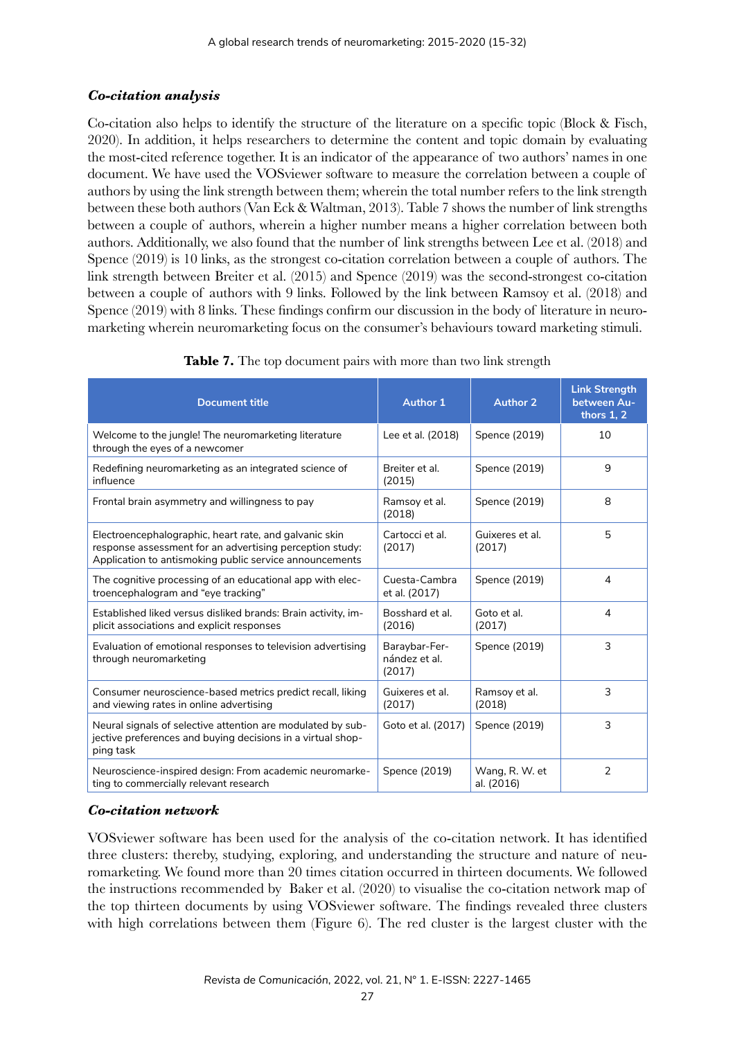### *Co-citation analysis*

Co-citation also helps to identify the structure of the literature on a specific topic (Block & Fisch, 2020). In addition, it helps researchers to determine the content and topic domain by evaluating the most-cited reference together. It is an indicator of the appearance of two authors' names in one document. We have used the VOSviewer software to measure the correlation between a couple of authors by using the link strength between them; wherein the total number refers to the link strength between these both authors (Van Eck & Waltman, 2013). Table 7 shows the number of link strengths between a couple of authors, wherein a higher number means a higher correlation between both authors. Additionally, we also found that the number of link strengths between Lee et al. (2018) and Spence (2019) is 10 links, as the strongest co-citation correlation between a couple of authors. The link strength between Breiter et al. (2015) and Spence (2019) was the second-strongest co-citation between a couple of authors with 9 links. Followed by the link between Ramsoy et al. (2018) and Spence (2019) with 8 links. These findings confirm our discussion in the body of literature in neuromarketing wherein neuromarketing focus on the consumer's behaviours toward marketing stimuli.

**Table 7.** The top document pairs with more than two link strength

| Document title | Author 1 | Author 2 | Link Strength between Authors 1, 2 |
|---|---|---|---|
| Welcome to the jungle! The neuromarketing literature through the eyes of a newcomer | Lee et al. (2018) | Spence (2019) | 10 |
| Redefining neuromarketing as an integrated science of influence | Breiter et al. (2015) | Spence (2019) | 9 |
| Frontal brain asymmetry and willingness to pay | Ramsoy et al. (2018) | Spence (2019) | 8 |
| Electroencephalographic, heart rate, and galvanic skin response assessment for an advertising perception study: Application to antismoking public service announcements | Cartocci et al. (2017) | Guixeres et al. (2017) | 5 |
| The cognitive processing of an educational app with electroencephalogram and "eye tracking" | Cuesta-Cambra et al. (2017) | Spence (2019) | 4 |
| Established liked versus disliked brands: Brain activity, implicit associations and explicit responses | Bosshard et al. (2016) | Goto et al. (2017) | 4 |
| Evaluation of emotional responses to television advertising through neuromarketing | Baraybar-Fernández et al. (2017) | Spence (2019) | 3 |
| Consumer neuroscience-based metrics predict recall, liking and viewing rates in online advertising | Guixeres et al. (2017) | Ramsoy et al. (2018) | 3 |
| Neural signals of selective attention are modulated by subjective preferences and buying decisions in a virtual shopping task | Goto et al. (2017) | Spence (2019) | 3 |
| Neuroscience-inspired design: From academic neuromarketing to commercially relevant research | Spence (2019) | Wang, R. W. et al. (2016) | 2 |

### *Co-citation network*

VOSviewer software has been used for the analysis of the co-citation network. It has identified three clusters: thereby, studying, exploring, and understanding the structure and nature of neuromarketing. We found more than 20 times citation occurred in thirteen documents. We followed the instructions recommended by Baker et al. (2020) to visualise the co-citation network map of the top thirteen documents by using VOSviewer software. The findings revealed three clusters with high correlations between them (Figure 6). The red cluster is the largest cluster with the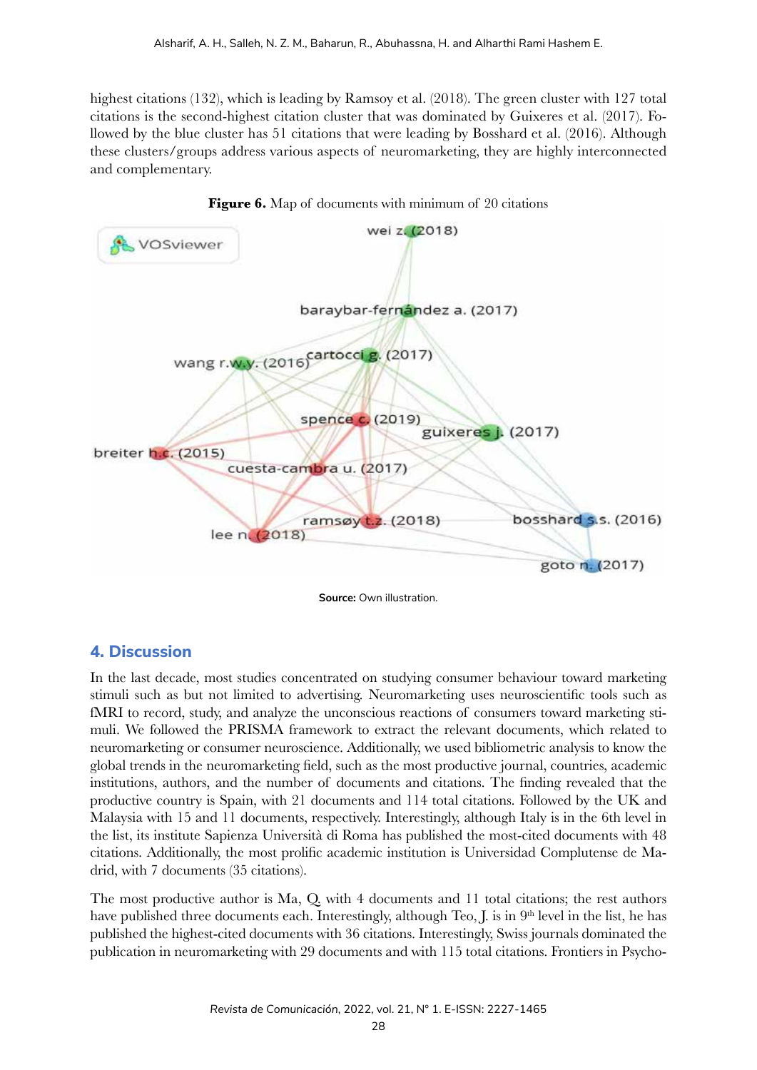highest citations (132), which is leading by Ramsoy et al. (2018). The green cluster with 127 total citations is the second-highest citation cluster that was dominated by Guixeres et al. (2017). Followed by the blue cluster has 51 citations that were leading by Bosshard et al. (2016). Although these clusters/groups address various aspects of neuromarketing, they are highly interconnected and complementary.

**Figure 6.** Map of documents with minimum of 20 citations

**Source:** Own illustration.

## 4. Discussion

In the last decade, most studies concentrated on studying consumer behaviour toward marketing stimuli such as but not limited to advertising. Neuromarketing uses neuroscientific tools such as fMRI to record, study, and analyze the unconscious reactions of consumers toward marketing stimuli. We followed the PRISMA framework to extract the relevant documents, which related to neuromarketing or consumer neuroscience. Additionally, we used bibliometric analysis to know the global trends in the neuromarketing field, such as the most productive journal, countries, academic institutions, authors, and the number of documents and citations. The finding revealed that the productive country is Spain, with 21 documents and 114 total citations. Followed by the UK and Malaysia with 15 and 11 documents, respectively. Interestingly, although Italy is in the 6th level in the list, its institute Sapienza Università di Roma has published the most-cited documents with 48 citations. Additionally, the most prolific academic institution is Universidad Complutense de Madrid, with 7 documents (35 citations).

The most productive author is Ma, Q. with 4 documents and 11 total citations; the rest authors have published three documents each. Interestingly, although Teo, J. is in 9th level in the list, he has published the highest-cited documents with 36 citations. Interestingly, Swiss journals dominated the publication in neuromarketing with 29 documents and with 115 total citations. Frontiers in Psycho-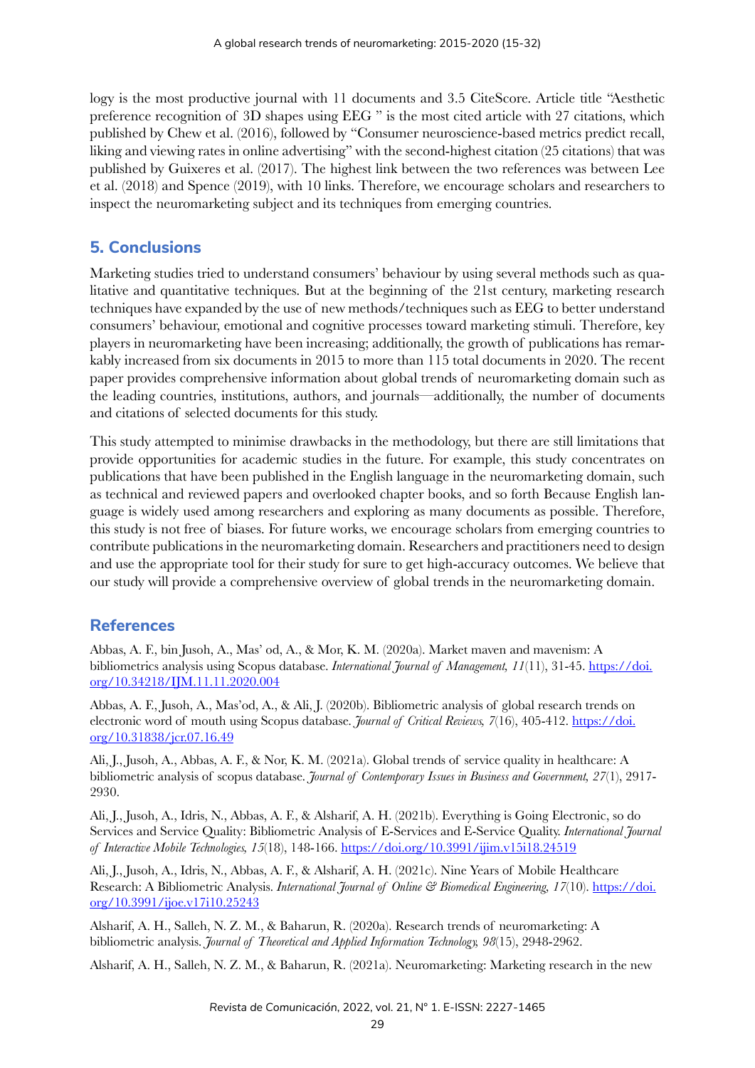logy is the most productive journal with 11 documents and 3.5 CiteScore. Article title "Aesthetic preference recognition of 3D shapes using EEG " is the most cited article with 27 citations, which published by Chew et al. (2016), followed by "Consumer neuroscience-based metrics predict recall, liking and viewing rates in online advertising" with the second-highest citation (25 citations) that was published by Guixeres et al. (2017). The highest link between the two references was between Lee et al. (2018) and Spence (2019), with 10 links. Therefore, we encourage scholars and researchers to inspect the neuromarketing subject and its techniques from emerging countries.

## 5. Conclusions

Marketing studies tried to understand consumers' behaviour by using several methods such as qualitative and quantitative techniques. But at the beginning of the 21st century, marketing research techniques have expanded by the use of new methods/techniques such as EEG to better understand consumers' behaviour, emotional and cognitive processes toward marketing stimuli. Therefore, key players in neuromarketing have been increasing; additionally, the growth of publications has remarkably increased from six documents in 2015 to more than 115 total documents in 2020. The recent paper provides comprehensive information about global trends of neuromarketing domain such as the leading countries, institutions, authors, and journals—additionally, the number of documents and citations of selected documents for this study.

This study attempted to minimise drawbacks in the methodology, but there are still limitations that provide opportunities for academic studies in the future. For example, this study concentrates on publications that have been published in the English language in the neuromarketing domain, such as technical and reviewed papers and overlooked chapter books, and so forth Because English language is widely used among researchers and exploring as many documents as possible. Therefore, this study is not free of biases. For future works, we encourage scholars from emerging countries to contribute publications in the neuromarketing domain. Researchers and practitioners need to design and use the appropriate tool for their study for sure to get high-accuracy outcomes. We believe that our study will provide a comprehensive overview of global trends in the neuromarketing domain.

## References

Abbas, A. F., bin Jusoh, A., Mas' od, A., & Mor, K. M. (2020a). Market maven and mavenism: A bibliometrics analysis using Scopus database. *International Journal of Management, 11*(11), 31-45. https://doi.org/10.34218/IJM.11.11.2020.004

Abbas, A. F., Jusoh, A., Mas'od, A., & Ali, J. (2020b). Bibliometric analysis of global research trends on electronic word of mouth using Scopus database. *Journal of Critical Reviews, 7*(16), 405-412. https://doi.org/10.31838/jcr.07.16.49

Ali, J., Jusoh, A., Abbas, A. F., & Nor, K. M. (2021a). Global trends of service quality in healthcare: A bibliometric analysis of scopus database. *Journal of Contemporary Issues in Business and Government, 27*(1), 2917-2930.

Ali, J., Jusoh, A., Idris, N., Abbas, A. F., & Alsharif, A. H. (2021b). Everything is Going Electronic, so do Services and Service Quality: Bibliometric Analysis of E-Services and E-Service Quality. *International Journal of Interactive Mobile Technologies, 15*(18), 148-166. https://doi.org/10.3991/ijim.v15i18.24519

Ali, J., Jusoh, A., Idris, N., Abbas, A. F., & Alsharif, A. H. (2021c). Nine Years of Mobile Healthcare Research: A Bibliometric Analysis. *International Journal of Online & Biomedical Engineering, 17*(10). https://doi.org/10.3991/ijoe.v17i10.25243

Alsharif, A. H., Salleh, N. Z. M., & Baharun, R. (2020a). Research trends of neuromarketing: A bibliometric analysis. *Journal of Theoretical and Applied Information Technology, 98*(15), 2948-2962.

Alsharif, A. H., Salleh, N. Z. M., & Baharun, R. (2021a). Neuromarketing: Marketing research in the new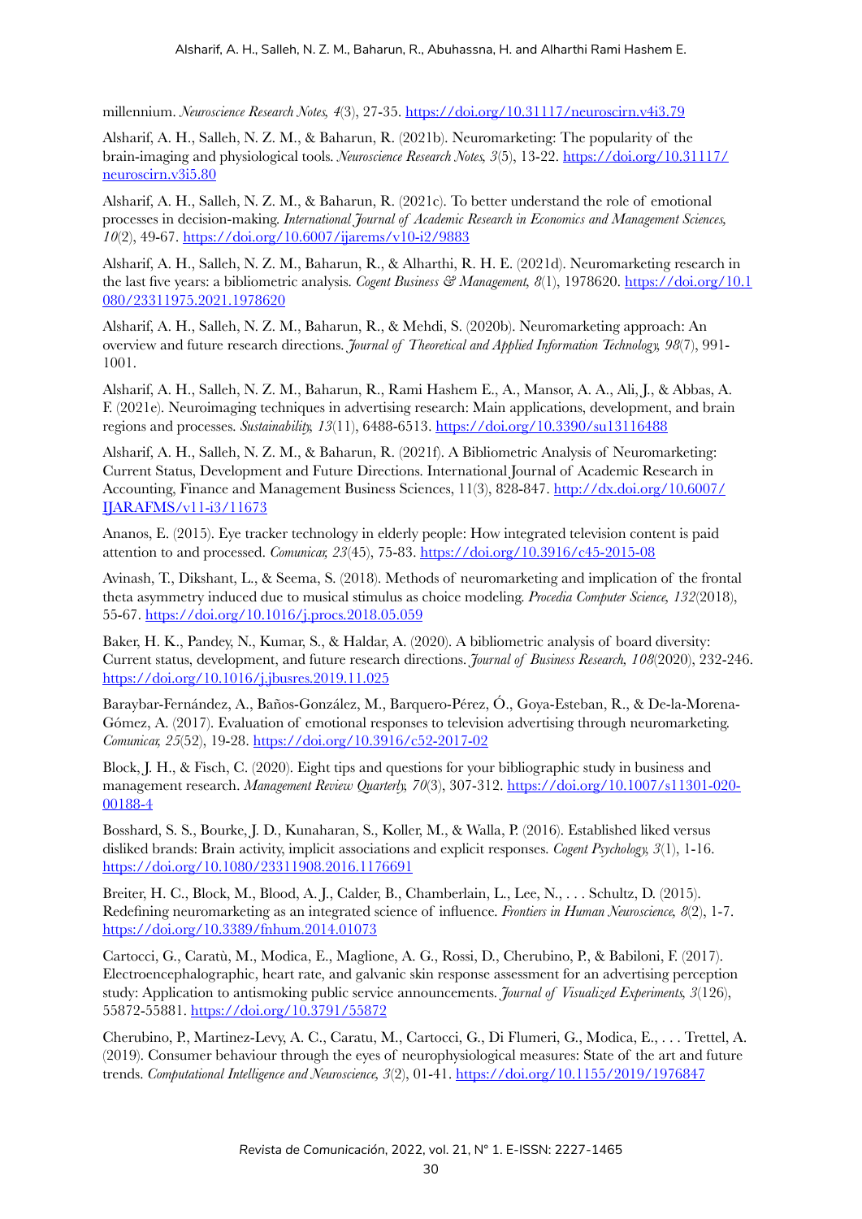millennium. *Neuroscience Research Notes, 4*(3), 27-35. https://doi.org/10.31117/neuroscirn.v4i3.79

Alsharif, A. H., Salleh, N. Z. M., & Baharun, R. (2021b). Neuromarketing: The popularity of the brain-imaging and physiological tools. *Neuroscience Research Notes, 3*(5), 13-22. https://doi.org/10.31117/neuroscirn.v3i5.80

Alsharif, A. H., Salleh, N. Z. M., & Baharun, R. (2021c). To better understand the role of emotional processes in decision-making. *International Journal of Academic Research in Economics and Management Sciences, 10*(2), 49-67. https://doi.org/10.6007/ijarems/v10-i2/9883

Alsharif, A. H., Salleh, N. Z. M., Baharun, R., & Alharthi, R. H. E. (2021d). Neuromarketing research in the last five years: a bibliometric analysis. *Cogent Business & Management, 8*(1), 1978620. https://doi.org/10.1080/23311975.2021.1978620

Alsharif, A. H., Salleh, N. Z. M., Baharun, R., & Mehdi, S. (2020b). Neuromarketing approach: An overview and future research directions. *Journal of Theoretical and Applied Information Technology, 98*(7), 991-1001.

Alsharif, A. H., Salleh, N. Z. M., Baharun, R., Rami Hashem E., A., Mansor, A. A., Ali, J., & Abbas, A. F. (2021e). Neuroimaging techniques in advertising research: Main applications, development, and brain regions and processes. *Sustainability, 13*(11), 6488-6513. https://doi.org/10.3390/su13116488

Alsharif, A. H., Salleh, N. Z. M., & Baharun, R. (2021f). A Bibliometric Analysis of Neuromarketing: Current Status, Development and Future Directions. International Journal of Academic Research in Accounting, Finance and Management Business Sciences, 11(3), 828-847. http://dx.doi.org/10.6007/IJARAFMS/v11-i3/11673

Ananos, E. (2015). Eye tracker technology in elderly people: How integrated television content is paid attention to and processed. *Comunicar, 23*(45), 75-83. https://doi.org/10.3916/c45-2015-08

Avinash, T., Dikshant, L., & Seema, S. (2018). Methods of neuromarketing and implication of the frontal theta asymmetry induced due to musical stimulus as choice modeling. *Procedia Computer Science, 132*(2018), 55-67. https://doi.org/10.1016/j.procs.2018.05.059

Baker, H. K., Pandey, N., Kumar, S., & Haldar, A. (2020). A bibliometric analysis of board diversity: Current status, development, and future research directions. *Journal of Business Research, 108*(2020), 232-246. https://doi.org/10.1016/j.jbusres.2019.11.025

Baraybar-Fernández, A., Baños-González, M., Barquero-Pérez, Ó., Goya-Esteban, R., & De-la-Morena-Gómez, A. (2017). Evaluation of emotional responses to television advertising through neuromarketing. *Comunicar, 25*(52), 19-28. https://doi.org/10.3916/c52-2017-02

Block, J. H., & Fisch, C. (2020). Eight tips and questions for your bibliographic study in business and management research. *Management Review Quarterly, 70*(3), 307-312. https://doi.org/10.1007/s11301-020-00188-4

Bosshard, S. S., Bourke, J. D., Kunaharan, S., Koller, M., & Walla, P. (2016). Established liked versus disliked brands: Brain activity, implicit associations and explicit responses. *Cogent Psychology, 3*(1), 1-16. https://doi.org/10.1080/23311908.2016.1176691

Breiter, H. C., Block, M., Blood, A. J., Calder, B., Chamberlain, L., Lee, N., . . . Schultz, D. (2015). Redefining neuromarketing as an integrated science of influence. *Frontiers in Human Neuroscience, 8*(2), 1-7. https://doi.org/10.3389/fnhum.2014.01073

Cartocci, G., Caratù, M., Modica, E., Maglione, A. G., Rossi, D., Cherubino, P., & Babiloni, F. (2017). Electroencephalographic, heart rate, and galvanic skin response assessment for an advertising perception study: Application to antismoking public service announcements. *Journal of Visualized Experiments, 3*(126), 55872-55881. https://doi.org/10.3791/55872

Cherubino, P., Martinez-Levy, A. C., Caratu, M., Cartocci, G., Di Flumeri, G., Modica, E., . . . Trettel, A. (2019). Consumer behaviour through the eyes of neurophysiological measures: State of the art and future trends. *Computational Intelligence and Neuroscience, 3*(2), 01-41. https://doi.org/10.1155/2019/1976847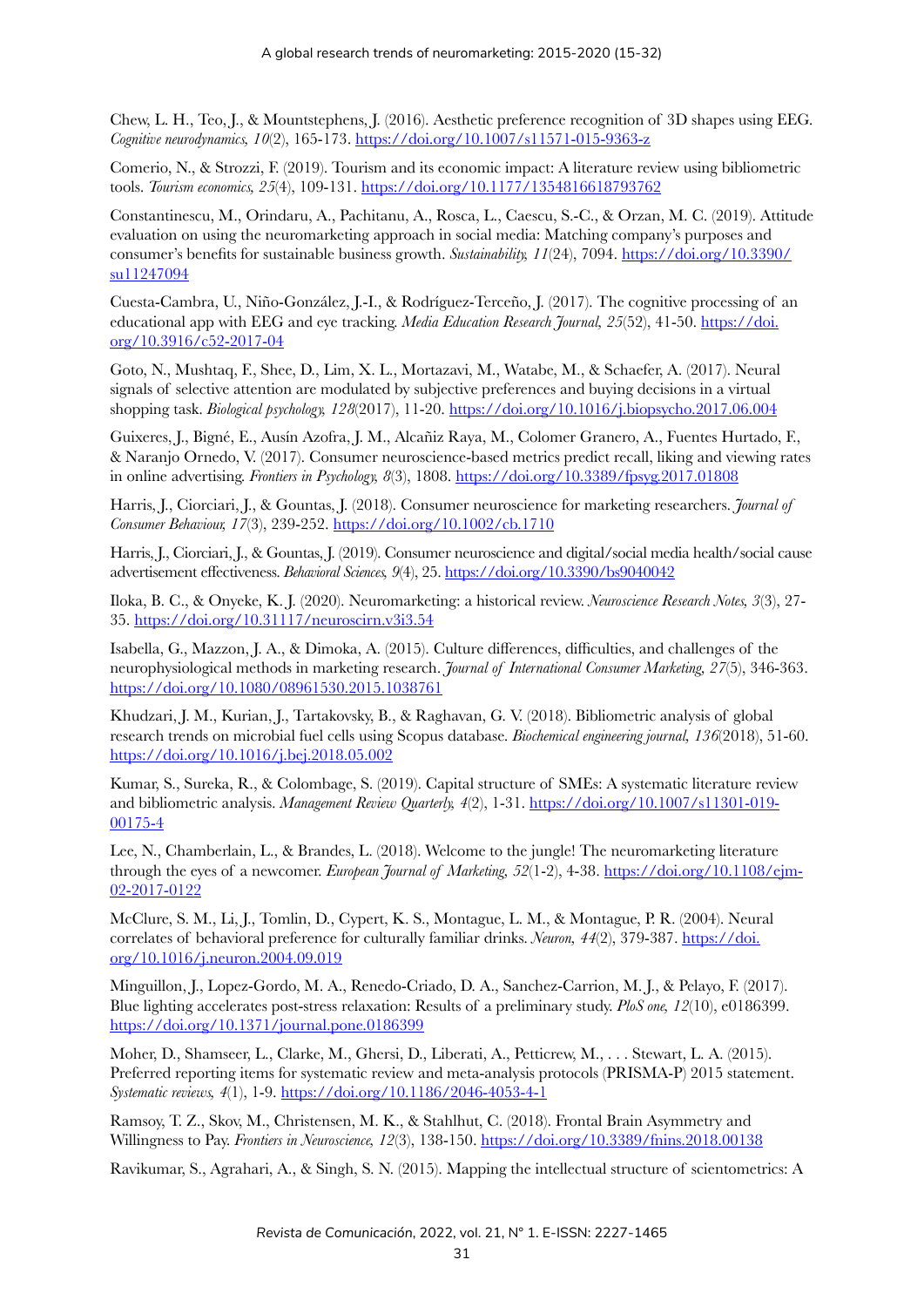Chew, L. H., Teo, J., & Mountstephens, J. (2016). Aesthetic preference recognition of 3D shapes using EEG. *Cognitive neurodynamics, 10*(2), 165-173. https://doi.org/10.1007/s11571-015-9363-z

Comerio, N., & Strozzi, F. (2019). Tourism and its economic impact: A literature review using bibliometric tools. *Tourism economics, 25*(4), 109-131. https://doi.org/10.1177/1354816618793762

Constantinescu, M., Orindaru, A., Pachitanu, A., Rosca, L., Caescu, S.-C., & Orzan, M. C. (2019). Attitude evaluation on using the neuromarketing approach in social media: Matching company's purposes and consumer's benefits for sustainable business growth. *Sustainability, 11*(24), 7094. https://doi.org/10.3390/su11247094

Cuesta-Cambra, U., Niño-González, J.-I., & Rodríguez-Terceño, J. (2017). The cognitive processing of an educational app with EEG and eye tracking. *Media Education Research Journal, 25*(52), 41-50. https://doi.org/10.3916/c52-2017-04

Goto, N., Mushtaq, F., Shee, D., Lim, X. L., Mortazavi, M., Watabe, M., & Schaefer, A. (2017). Neural signals of selective attention are modulated by subjective preferences and buying decisions in a virtual shopping task. *Biological psychology, 128*(2017), 11-20. https://doi.org/10.1016/j.biopsycho.2017.06.004

Guixeres, J., Bigné, E., Ausín Azofra, J. M., Alcañiz Raya, M., Colomer Granero, A., Fuentes Hurtado, F., & Naranjo Ornedo, V. (2017). Consumer neuroscience-based metrics predict recall, liking and viewing rates in online advertising. *Frontiers in Psychology, 8*(3), 1808. https://doi.org/10.3389/fpsyg.2017.01808

Harris, J., Ciorciari, J., & Gountas, J. (2018). Consumer neuroscience for marketing researchers. *Journal of Consumer Behaviour, 17*(3), 239-252. https://doi.org/10.1002/cb.1710

Harris, J., Ciorciari, J., & Gountas, J. (2019). Consumer neuroscience and digital/social media health/social cause advertisement effectiveness. *Behavioral Sciences, 9*(4), 25. https://doi.org/10.3390/bs9040042

Iloka, B. C., & Onyeke, K. J. (2020). Neuromarketing: a historical review. *Neuroscience Research Notes, 3*(3), 27-35. https://doi.org/10.31117/neuroscirn.v3i3.54

Isabella, G., Mazzon, J. A., & Dimoka, A. (2015). Culture differences, difficulties, and challenges of the neurophysiological methods in marketing research. *Journal of International Consumer Marketing, 27*(5), 346-363. https://doi.org/10.1080/08961530.2015.1038761

Khudzari, J. M., Kurian, J., Tartakovsky, B., & Raghavan, G. V. (2018). Bibliometric analysis of global research trends on microbial fuel cells using Scopus database. *Biochemical engineering journal, 136*(2018), 51-60. https://doi.org/10.1016/j.bej.2018.05.002

Kumar, S., Sureka, R., & Colombage, S. (2019). Capital structure of SMEs: A systematic literature review and bibliometric analysis. *Management Review Quarterly, 4*(2), 1-31. https://doi.org/10.1007/s11301-019-00175-4

Lee, N., Chamberlain, L., & Brandes, L. (2018). Welcome to the jungle! The neuromarketing literature through the eyes of a newcomer. *European Journal of Marketing, 52*(1-2), 4-38. https://doi.org/10.1108/ejm-02-2017-0122

McClure, S. M., Li, J., Tomlin, D., Cypert, K. S., Montague, L. M., & Montague, P. R. (2004). Neural correlates of behavioral preference for culturally familiar drinks. *Neuron, 44*(2), 379-387. https://doi.org/10.1016/j.neuron.2004.09.019

Minguillon, J., Lopez-Gordo, M. A., Renedo-Criado, D. A., Sanchez-Carrion, M. J., & Pelayo, F. (2017). Blue lighting accelerates post-stress relaxation: Results of a preliminary study. *PloS one, 12*(10), e0186399. https://doi.org/10.1371/journal.pone.0186399

Moher, D., Shamseer, L., Clarke, M., Ghersi, D., Liberati, A., Petticrew, M., . . . Stewart, L. A. (2015). Preferred reporting items for systematic review and meta-analysis protocols (PRISMA-P) 2015 statement. *Systematic reviews, 4*(1), 1-9. https://doi.org/10.1186/2046-4053-4-1

Ramsoy, T. Z., Skov, M., Christensen, M. K., & Stahlhut, C. (2018). Frontal Brain Asymmetry and Willingness to Pay. *Frontiers in Neuroscience, 12*(3), 138-150. https://doi.org/10.3389/fnins.2018.00138

Ravikumar, S., Agrahari, A., & Singh, S. N. (2015). Mapping the intellectual structure of scientometrics: A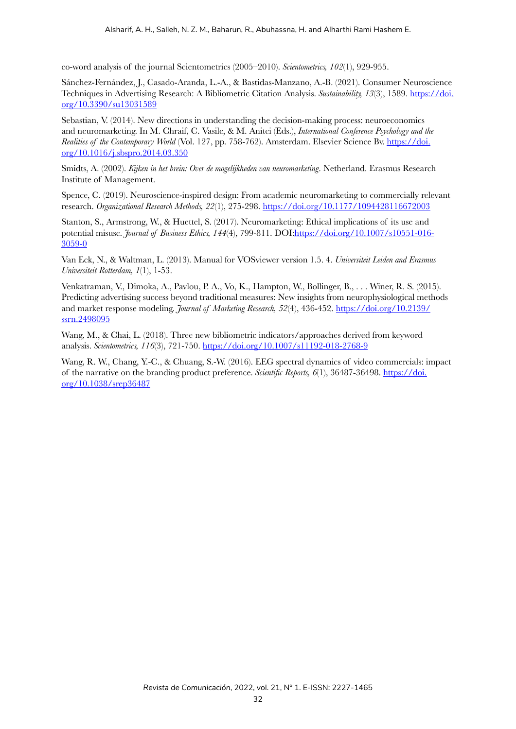co-word analysis of the journal Scientometrics (2005–2010). *Scientometrics, 102*(1), 929-955.

Sánchez-Fernández, J., Casado-Aranda, L.-A., & Bastidas-Manzano, A.-B. (2021). Consumer Neuroscience Techniques in Advertising Research: A Bibliometric Citation Analysis. *Sustainability, 13*(3), 1589. https://doi.org/10.3390/su13031589

Sebastian, V. (2014). New directions in understanding the decision-making process: neuroeconomics and neuromarketing. In M. Chraif, C. Vasile, & M. Anitei (Eds.), *International Conference Psychology and the Realities of the Contemporary World* (Vol. 127, pp. 758-762). Amsterdam. Elsevier Science Bv. https://doi.org/10.1016/j.sbspro.2014.03.350

Smidts, A. (2002). *Kijken in het brein: Over de mogelijkheden van neuromarketing*. Netherland. Erasmus Research Institute of Management.

Spence, C. (2019). Neuroscience-inspired design: From academic neuromarketing to commercially relevant research. *Organizational Research Methods, 22*(1), 275-298. https://doi.org/10.1177/1094428116672003

Stanton, S., Armstrong, W., & Huettel, S. (2017). Neuromarketing: Ethical implications of its use and potential misuse. *Journal of Business Ethics, 144*(4), 799-811. DOI:https://doi.org/10.1007/s10551-016-3059-0

Van Eck, N., & Waltman, L. (2013). Manual for VOSviewer version 1.5. 4. *Universiteit Leiden and Erasmus Universiteit Rotterdam, 1*(1), 1-53.

Venkatraman, V., Dimoka, A., Pavlou, P. A., Vo, K., Hampton, W., Bollinger, B., . . . Winer, R. S. (2015). Predicting advertising success beyond traditional measures: New insights from neurophysiological methods and market response modeling. *Journal of Marketing Research, 52*(4), 436-452. https://doi.org/10.2139/ssrn.2498095

Wang, M., & Chai, L. (2018). Three new bibliometric indicators/approaches derived from keyword analysis. *Scientometrics, 116*(3), 721-750. https://doi.org/10.1007/s11192-018-2768-9

Wang, R. W., Chang, Y.-C., & Chuang, S.-W. (2016). EEG spectral dynamics of video commercials: impact of the narrative on the branding product preference. *Scientific Reports, 6*(1), 36487-36498. https://doi.org/10.1038/srep36487